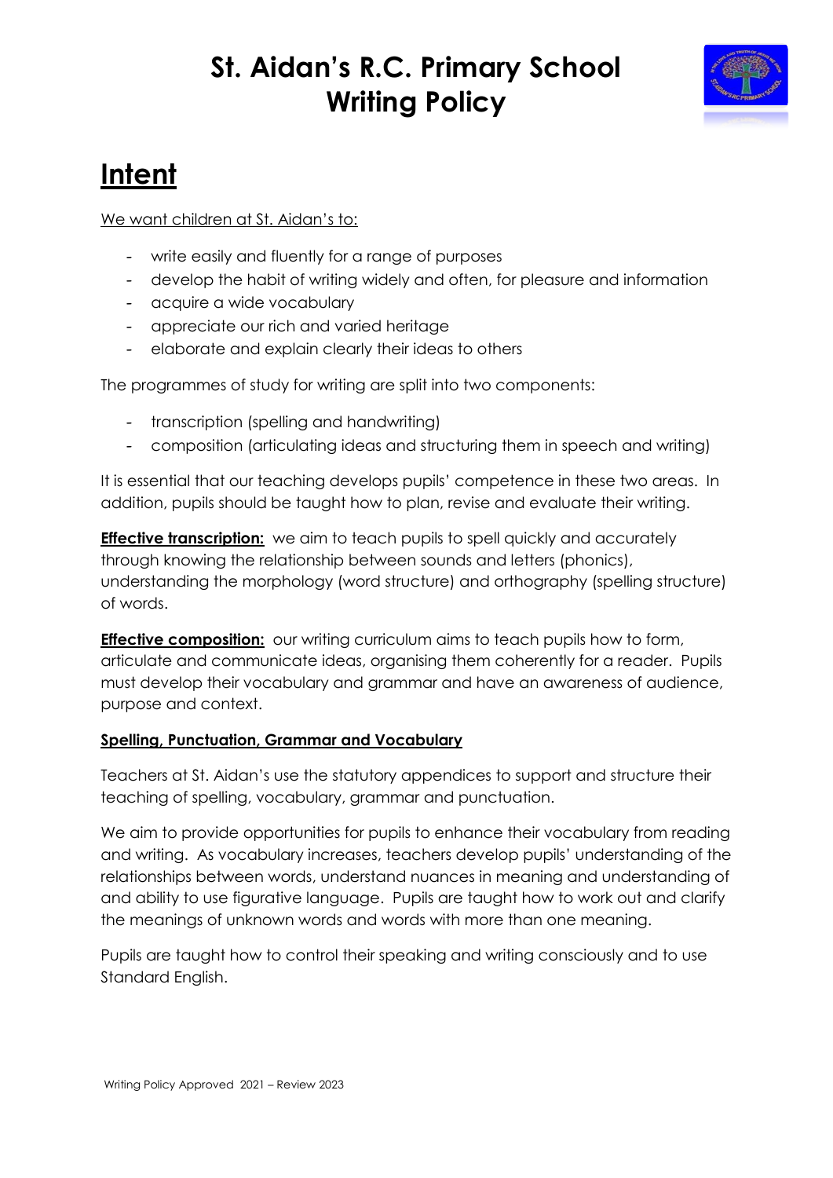# St. Aidan's R.C. Primary School
# Writing Policy

## Intent

We want children at St. Aidan's to:

- write easily and fluently for a range of purposes
- develop the habit of writing widely and often, for pleasure and information
- acquire a wide vocabulary
- appreciate our rich and varied heritage
- elaborate and explain clearly their ideas to others

The programmes of study for writing are split into two components:

- transcription (spelling and handwriting)
- composition (articulating ideas and structuring them in speech and writing)

It is essential that our teaching develops pupils' competence in these two areas. In addition, pupils should be taught how to plan, revise and evaluate their writing.

**Effective transcription:** we aim to teach pupils to spell quickly and accurately through knowing the relationship between sounds and letters (phonics), understanding the morphology (word structure) and orthography (spelling structure) of words.

**Effective composition:** our writing curriculum aims to teach pupils how to form, articulate and communicate ideas, organising them coherently for a reader. Pupils must develop their vocabulary and grammar and have an awareness of audience, purpose and context.

**Spelling, Punctuation, Grammar and Vocabulary**

Teachers at St. Aidan's use the statutory appendices to support and structure their teaching of spelling, vocabulary, grammar and punctuation.

We aim to provide opportunities for pupils to enhance their vocabulary from reading and writing. As vocabulary increases, teachers develop pupils' understanding of the relationships between words, understand nuances in meaning and understanding of and ability to use figurative language. Pupils are taught how to work out and clarify the meanings of unknown words and words with more than one meaning.

Pupils are taught how to control their speaking and writing consciously and to use Standard English.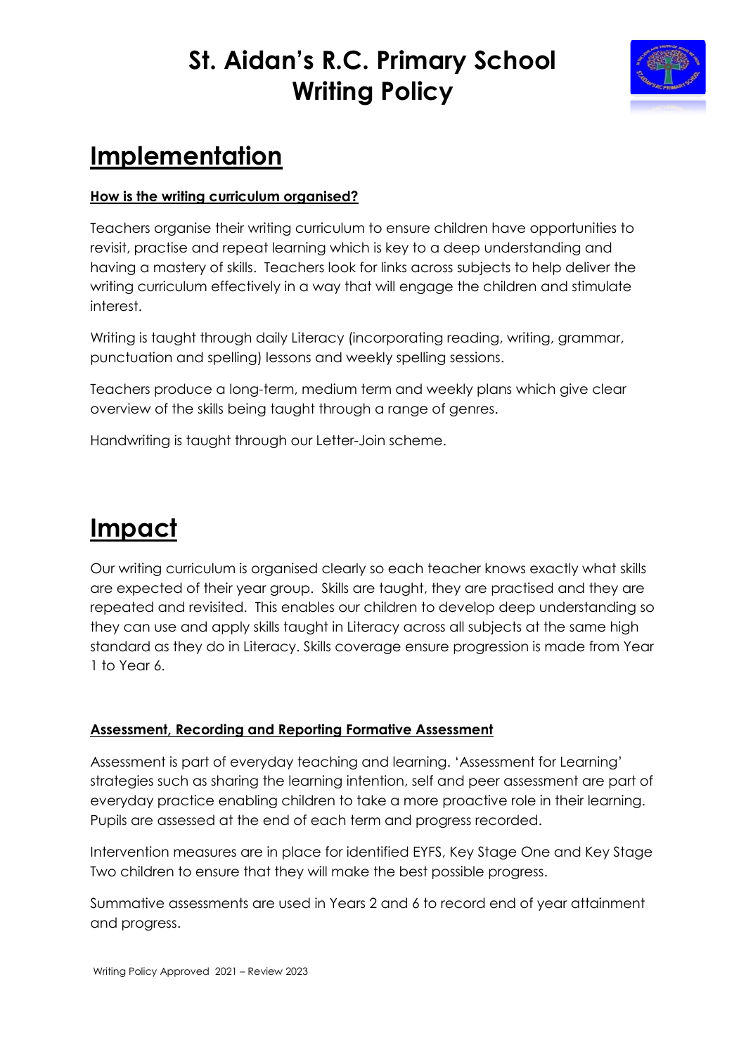# St. Aidan's R.C. Primary School Writing Policy

## Implementation

**How is the writing curriculum organised?**

Teachers organise their writing curriculum to ensure children have opportunities to revisit, practise and repeat learning which is key to a deep understanding and having a mastery of skills. Teachers look for links across subjects to help deliver the writing curriculum effectively in a way that will engage the children and stimulate interest.

Writing is taught through daily Literacy (incorporating reading, writing, grammar, punctuation and spelling) lessons and weekly spelling sessions.

Teachers produce a long-term, medium term and weekly plans which give clear overview of the skills being taught through a range of genres.

Handwriting is taught through our Letter-Join scheme.

## Impact

Our writing curriculum is organised clearly so each teacher knows exactly what skills are expected of their year group. Skills are taught, they are practised and they are repeated and revisited. This enables our children to develop deep understanding so they can use and apply skills taught in Literacy across all subjects at the same high standard as they do in Literacy. Skills coverage ensure progression is made from Year 1 to Year 6.

**Assessment, Recording and Reporting Formative Assessment**

Assessment is part of everyday teaching and learning. 'Assessment for Learning' strategies such as sharing the learning intention, self and peer assessment are part of everyday practice enabling children to take a more proactive role in their learning. Pupils are assessed at the end of each term and progress recorded.

Intervention measures are in place for identified EYFS, Key Stage One and Key Stage Two children to ensure that they will make the best possible progress.

Summative assessments are used in Years 2 and 6 to record end of year attainment and progress.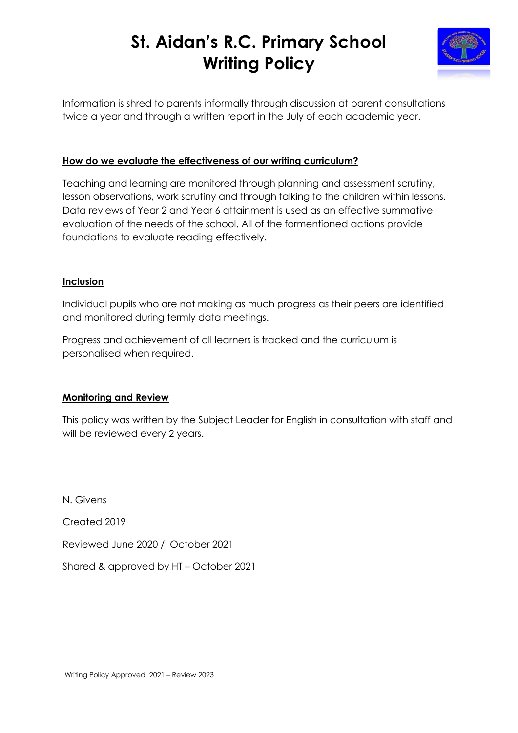Information is shred to parents informally through discussion at parent consultations twice a year and through a written report in the July of each academic year.

**How do we evaluate the effectiveness of our writing curriculum?**

Teaching and learning are monitored through planning and assessment scrutiny, lesson observations, work scrutiny and through talking to the children within lessons. Data reviews of Year 2 and Year 6 attainment is used as an effective summative evaluation of the needs of the school. All of the formentioned actions provide foundations to evaluate reading effectively.

**Inclusion**

Individual pupils who are not making as much progress as their peers are identified and monitored during termly data meetings.

Progress and achievement of all learners is tracked and the curriculum is personalised when required.

**Monitoring and Review**

This policy was written by the Subject Leader for English in consultation with staff and will be reviewed every 2 years.

N. Givens

Created 2019

Reviewed June 2020 / October 2021

Shared & approved by HT – October 2021